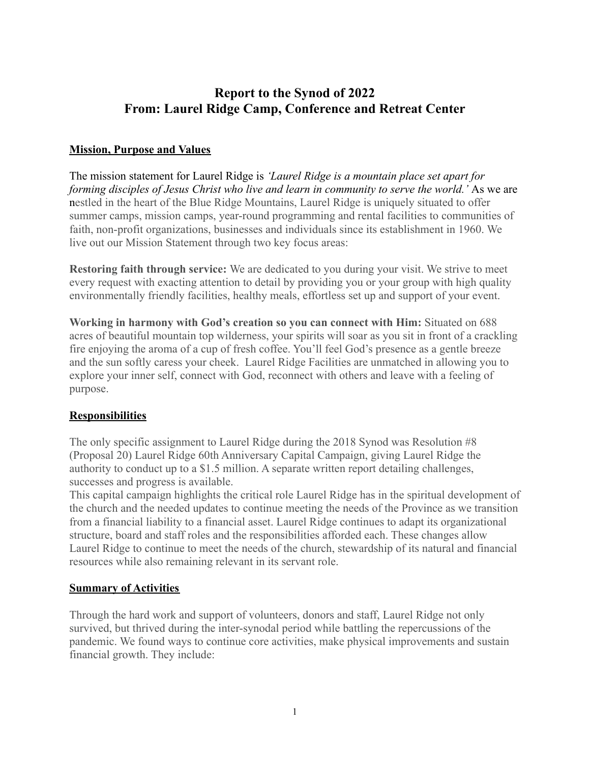# Report to the Synod of 2022
# From: Laurel Ridge Camp, Conference and Retreat Center

## Mission, Purpose and Values

The mission statement for Laurel Ridge is *'Laurel Ridge is a mountain place set apart for forming disciples of Jesus Christ who live and learn in community to serve the world.'* As we are nestled in the heart of the Blue Ridge Mountains, Laurel Ridge is uniquely situated to offer summer camps, mission camps, year-round programming and rental facilities to communities of faith, non-profit organizations, businesses and individuals since its establishment in 1960. We live out our Mission Statement through two key focus areas:

**Restoring faith through service:** We are dedicated to you during your visit. We strive to meet every request with exacting attention to detail by providing you or your group with high quality environmentally friendly facilities, healthy meals, effortless set up and support of your event.

**Working in harmony with God's creation so you can connect with Him:** Situated on 688 acres of beautiful mountain top wilderness, your spirits will soar as you sit in front of a crackling fire enjoying the aroma of a cup of fresh coffee. You'll feel God's presence as a gentle breeze and the sun softly caress your cheek. Laurel Ridge Facilities are unmatched in allowing you to explore your inner self, connect with God, reconnect with others and leave with a feeling of purpose.

## Responsibilities

The only specific assignment to Laurel Ridge during the 2018 Synod was Resolution #8 (Proposal 20) Laurel Ridge 60th Anniversary Capital Campaign, giving Laurel Ridge the authority to conduct up to a $1.5 million. A separate written report detailing challenges, successes and progress is available.

This capital campaign highlights the critical role Laurel Ridge has in the spiritual development of the church and the needed updates to continue meeting the needs of the Province as we transition from a financial liability to a financial asset. Laurel Ridge continues to adapt its organizational structure, board and staff roles and the responsibilities afforded each. These changes allow Laurel Ridge to continue to meet the needs of the church, stewardship of its natural and financial resources while also remaining relevant in its servant role.

## Summary of Activities

Through the hard work and support of volunteers, donors and staff, Laurel Ridge not only survived, but thrived during the inter-synodal period while battling the repercussions of the pandemic. We found ways to continue core activities, make physical improvements and sustain financial growth. They include: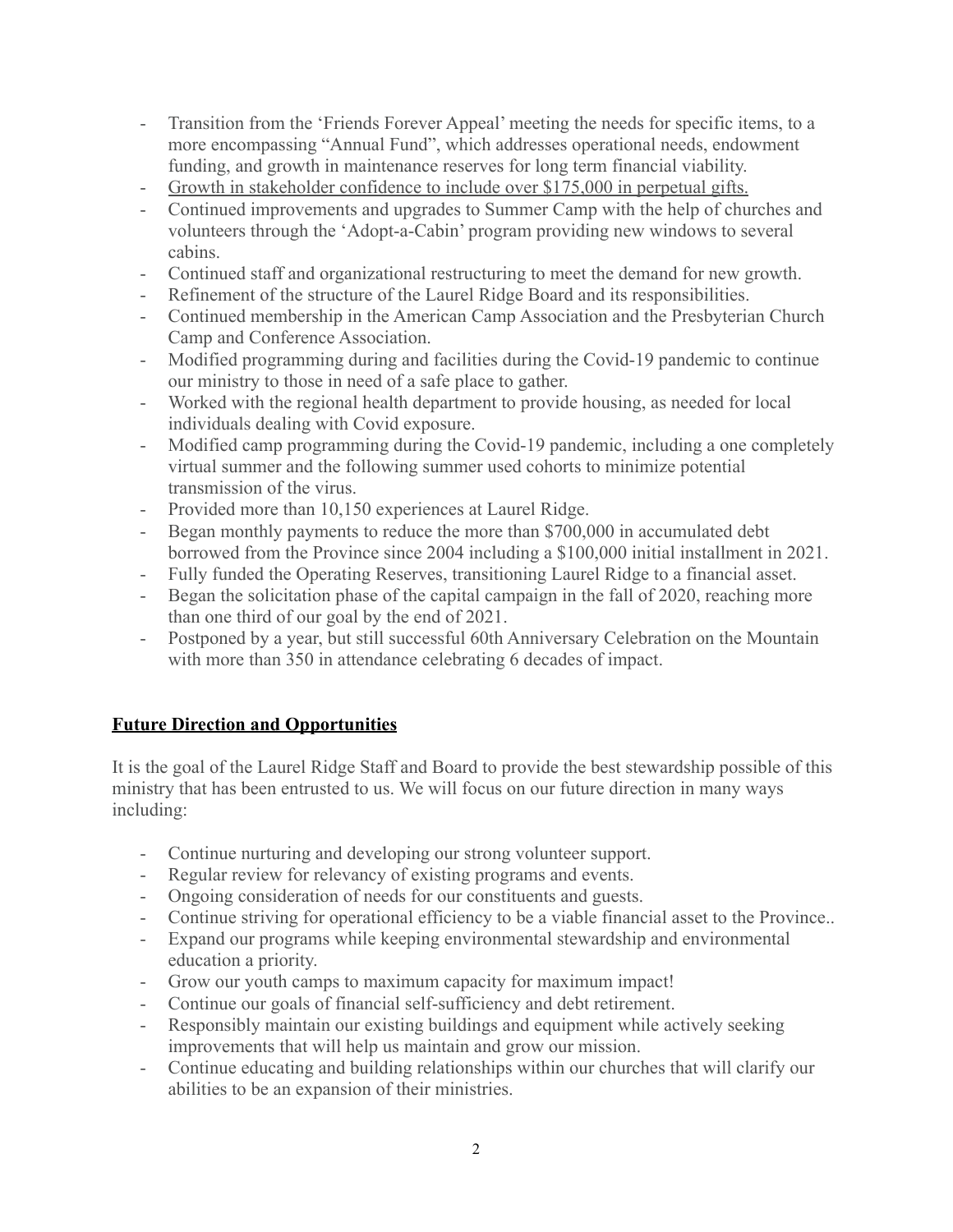- Transition from the 'Friends Forever Appeal' meeting the needs for specific items, to a more encompassing "Annual Fund", which addresses operational needs, endowment funding, and growth in maintenance reserves for long term financial viability.
- Growth in stakeholder confidence to include over $175,000 in perpetual gifts.
- Continued improvements and upgrades to Summer Camp with the help of churches and volunteers through the 'Adopt-a-Cabin' program providing new windows to several cabins.
- Continued staff and organizational restructuring to meet the demand for new growth.
- Refinement of the structure of the Laurel Ridge Board and its responsibilities.
- Continued membership in the American Camp Association and the Presbyterian Church Camp and Conference Association.
- Modified programming during and facilities during the Covid-19 pandemic to continue our ministry to those in need of a safe place to gather.
- Worked with the regional health department to provide housing, as needed for local individuals dealing with Covid exposure.
- Modified camp programming during the Covid-19 pandemic, including a one completely virtual summer and the following summer used cohorts to minimize potential transmission of the virus.
- Provided more than 10,150 experiences at Laurel Ridge.
- Began monthly payments to reduce the more than $700,000 in accumulated debt borrowed from the Province since 2004 including a $100,000 initial installment in 2021.
- Fully funded the Operating Reserves, transitioning Laurel Ridge to a financial asset.
- Began the solicitation phase of the capital campaign in the fall of 2020, reaching more than one third of our goal by the end of 2021.
- Postponed by a year, but still successful 60th Anniversary Celebration on the Mountain with more than 350 in attendance celebrating 6 decades of impact.

## Future Direction and Opportunities

It is the goal of the Laurel Ridge Staff and Board to provide the best stewardship possible of this ministry that has been entrusted to us. We will focus on our future direction in many ways including:

- Continue nurturing and developing our strong volunteer support.
- Regular review for relevancy of existing programs and events.
- Ongoing consideration of needs for our constituents and guests.
- Continue striving for operational efficiency to be a viable financial asset to the Province..
- Expand our programs while keeping environmental stewardship and environmental education a priority.
- Grow our youth camps to maximum capacity for maximum impact!
- Continue our goals of financial self-sufficiency and debt retirement.
- Responsibly maintain our existing buildings and equipment while actively seeking improvements that will help us maintain and grow our mission.
- Continue educating and building relationships within our churches that will clarify our abilities to be an expansion of their ministries.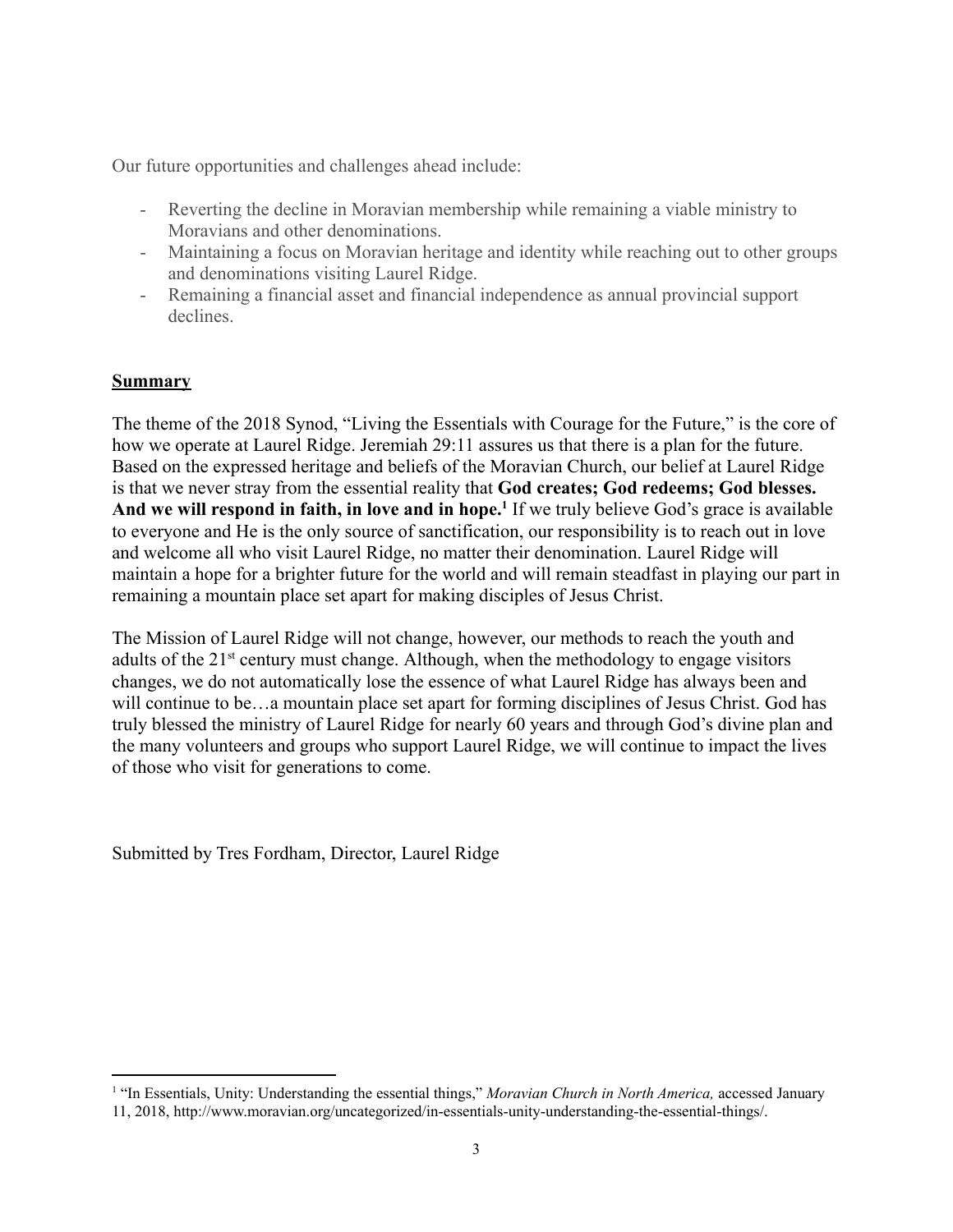Our future opportunities and challenges ahead include:

- Reverting the decline in Moravian membership while remaining a viable ministry to Moravians and other denominations.
- Maintaining a focus on Moravian heritage and identity while reaching out to other groups and denominations visiting Laurel Ridge.
- Remaining a financial asset and financial independence as annual provincial support declines.

## Summary

The theme of the 2018 Synod, "Living the Essentials with Courage for the Future," is the core of how we operate at Laurel Ridge. Jeremiah 29:11 assures us that there is a plan for the future. Based on the expressed heritage and beliefs of the Moravian Church, our belief at Laurel Ridge is that we never stray from the essential reality that **God creates; God redeems; God blesses. And we will respond in faith, in love and in hope.**[1] If we truly believe God's grace is available to everyone and He is the only source of sanctification, our responsibility is to reach out in love and welcome all who visit Laurel Ridge, no matter their denomination. Laurel Ridge will maintain a hope for a brighter future for the world and will remain steadfast in playing our part in remaining a mountain place set apart for making disciples of Jesus Christ.

The Mission of Laurel Ridge will not change, however, our methods to reach the youth and adults of the 21st century must change. Although, when the methodology to engage visitors changes, we do not automatically lose the essence of what Laurel Ridge has always been and will continue to be…a mountain place set apart for forming disciplines of Jesus Christ. God has truly blessed the ministry of Laurel Ridge for nearly 60 years and through God's divine plan and the many volunteers and groups who support Laurel Ridge, we will continue to impact the lives of those who visit for generations to come.

Submitted by Tres Fordham, Director, Laurel Ridge

---

[1] "In Essentials, Unity: Understanding the essential things," *Moravian Church in North America,* accessed January 11, 2018, http://www.moravian.org/uncategorized/in-essentials-unity-understanding-the-essential-things/.